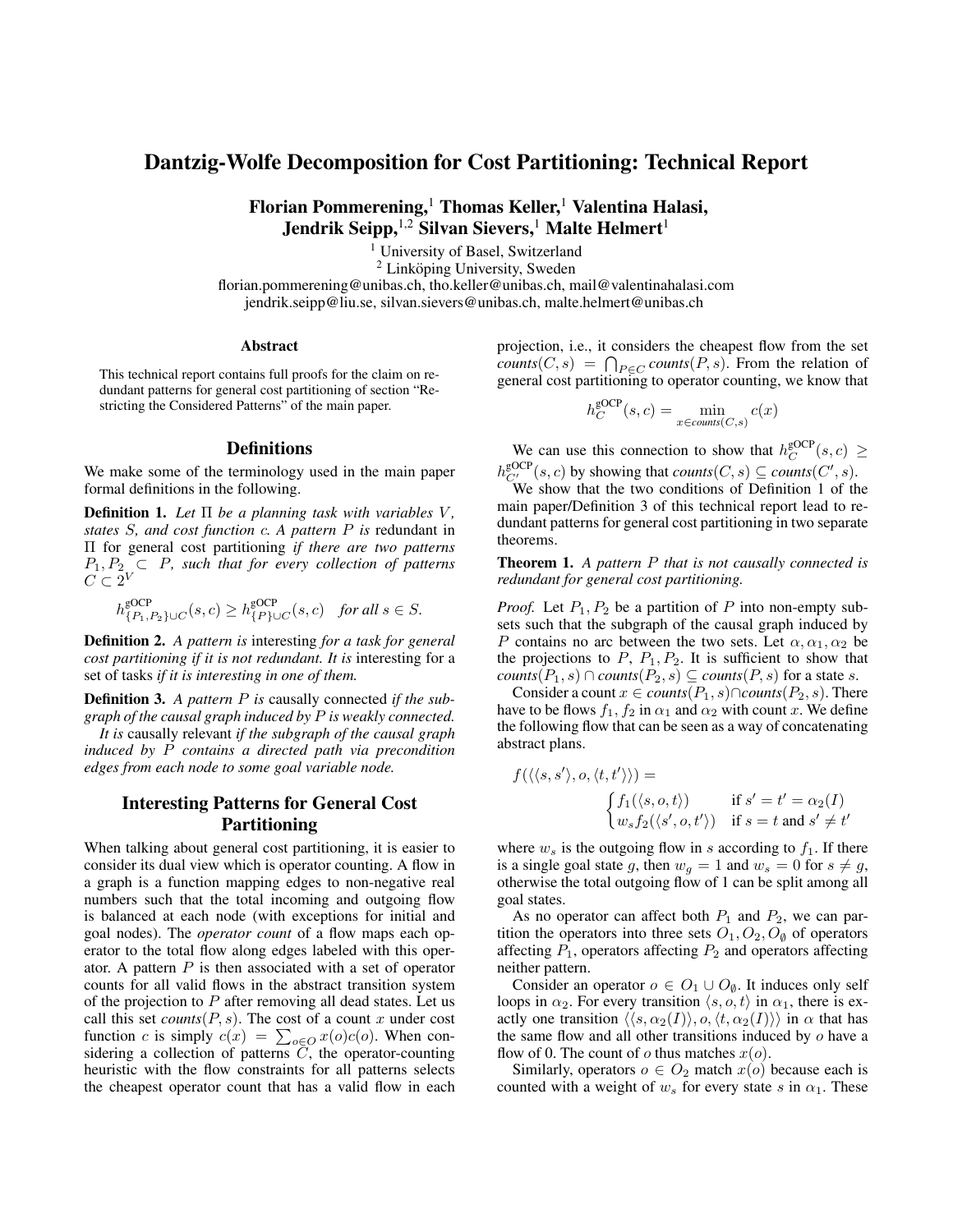# Dantzig-Wolfe Decomposition for Cost Partitioning: Technical Report

**Florian Pommerening,[1] Thomas Keller,[1] Valentina Halasi, Jendrik Seipp,[1,2] Silvan Sievers,[1] Malte Helmert[1]**

[1] University of Basel, Switzerland
[2] Linköping University, Sweden
florian.pommerening@unibas.ch, tho.keller@unibas.ch, mail@valentinahalasi.com
jendrik.seipp@liu.se, silvan.sievers@unibas.ch, malte.helmert@unibas.ch

## Abstract

This technical report contains full proofs for the claim on redundant patterns for general cost partitioning of section "Restricting the Considered Patterns" of the main paper.

## Definitions

We make some of the terminology used in the main paper formal definitions in the following.

**Definition 1.** *Let $\Pi$ be a planning task with variables $V$, states $S$, and cost function $c$. A pattern $P$ is* redundant *in $\Pi$ for general cost partitioning if there are two patterns $P_1, P_2 \subset P$, such that for every collection of patterns $C \subset 2^V$*

$$h^{\text{gOCP}}_{\{P_1,P_2\} \cup C}(s, c) \geq h^{\text{gOCP}}_{\{P\} \cup C}(s, c) \quad \textit{for all } s \in S.$$

**Definition 2.** *A pattern is* interesting *for a task for general cost partitioning if it is not redundant. It is* interesting *for a set of tasks if it is interesting in one of them.*

**Definition 3.** *A pattern $P$ is* causally connected *if the subgraph of the causal graph induced by $P$ is weakly connected.*

*It is* causally relevant *if the subgraph of the causal graph induced by $P$ contains a directed path via precondition edges from each node to some goal variable node.*

## Interesting Patterns for General Cost Partitioning

When talking about general cost partitioning, it is easier to consider its dual view which is operator counting. A flow in a graph is a function mapping edges to non-negative real numbers such that the total incoming and outgoing flow is balanced at each node (with exceptions for initial and goal nodes). The *operator count* of a flow maps each operator to the total flow along edges labeled with this operator. A pattern $P$ is then associated with a set of operator counts for all valid flows in the abstract transition system of the projection to $P$ after removing all dead states. Let us call this set *counts*$(P, s)$. The cost of a count $x$ under cost function $c$ is simply $c(x) = \sum_{o \in O} x(o)c(o)$. When considering a collection of patterns $C$, the operator-counting heuristic with the flow constraints for all patterns selects the cheapest operator count that has a valid flow in each projection, i.e., it considers the cheapest flow from the set *counts*$(C, s) = \bigcap_{P \in C}$ *counts*$(P, s)$. From the relation of general cost partitioning to operator counting, we know that

$$h^{\text{gOCP}}_C(s, c) = \min_{x \in counts(C,s)} c(x)$$

We can use this connection to show that $h^{\text{gOCP}}_C(s, c) \geq h^{\text{gOCP}}_{C'}(s, c)$ by showing that *counts*$(C, s) \subseteq$ *counts*$(C', s)$.

We show that the two conditions of Definition 1 of the main paper/Definition 3 of this technical report lead to redundant patterns for general cost partitioning in two separate theorems.

**Theorem 1.** *A pattern $P$ that is not causally connected is redundant for general cost partitioning.*

*Proof.* Let $P_1, P_2$ be a partition of $P$ into non-empty subsets such that the subgraph of the causal graph induced by $P$ contains no arc between the two sets. Let $\alpha, \alpha_1, \alpha_2$ be the projections to $P, P_1, P_2$. It is sufficient to show that *counts*$(P_1, s) \cap$ *counts*$(P_2, s) \subseteq$ *counts*$(P, s)$ for a state $s$.

Consider a count $x \in$ *counts*$(P_1, s) \cap$ *counts*$(P_2, s)$. There have to be flows $f_1, f_2$ in $\alpha_1$ and $\alpha_2$ with count $x$. We define the following flow that can be seen as a way of concatenating abstract plans.

$$f(\langle\langle s, s'\rangle, o, \langle t, t'\rangle\rangle) = \begin{cases} f_1(\langle s, o, t\rangle) & \text{if } s' = t' = \alpha_2(I) \\ w_s f_2(\langle s', o, t'\rangle) & \text{if } s = t \text{ and } s' \neq t' \end{cases}$$

where $w_s$ is the outgoing flow in $s$ according to $f_1$. If there is a single goal state $g$, then $w_g = 1$ and $w_s = 0$ for $s \neq g$, otherwise the total outgoing flow of 1 can be split among all goal states.

As no operator can affect both $P_1$ and $P_2$, we can partition the operators into three sets $O_1, O_2, O_\emptyset$ of operators affecting $P_1$, operators affecting $P_2$ and operators affecting neither pattern.

Consider an operator $o \in O_1 \cup O_\emptyset$. It induces only self loops in $\alpha_2$. For every transition $\langle s, o, t\rangle$ in $\alpha_1$, there is exactly one transition $\langle\langle s, \alpha_2(I)\rangle, o, \langle t, \alpha_2(I)\rangle\rangle$ in $\alpha$ that has the same flow and all other transitions induced by $o$ have a flow of 0. The count of $o$ thus matches $x(o)$.

Similarly, operators $o \in O_2$ match $x(o)$ because each is counted with a weight of $w_s$ for every state $s$ in $\alpha_1$. These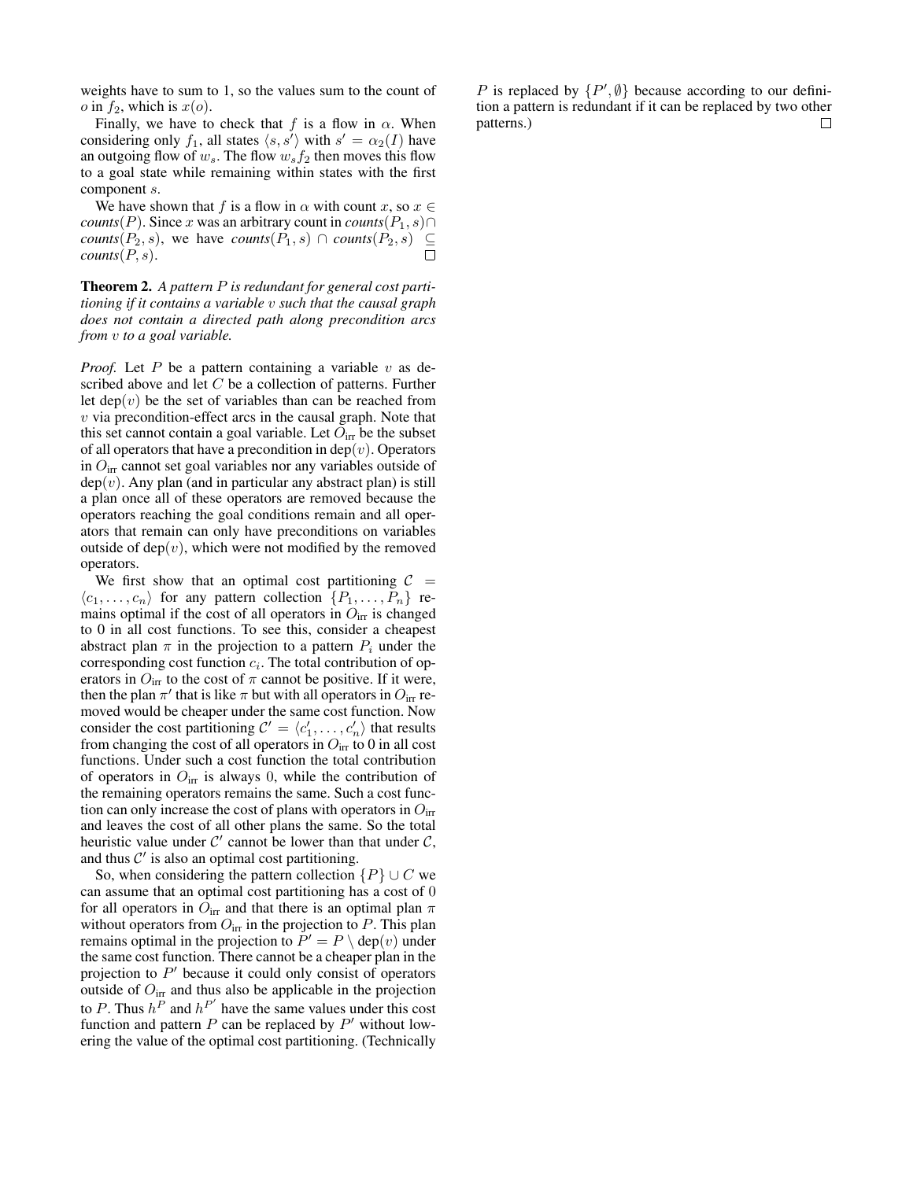weights have to sum to 1, so the values sum to the count of $o$ in $f_2$, which is $x(o)$.

Finally, we have to check that $f$ is a flow in $\alpha$. When considering only $f_1$, all states $\langle s, s' \rangle$ with $s' = \alpha_2(I)$ have an outgoing flow of $w_s$. The flow $w_s f_2$ then moves this flow to a goal state while remaining within states with the first component $s$.

We have shown that $f$ is a flow in $\alpha$ with count $x$, so $x \in$ *counts*$(P)$. Since $x$ was an arbitrary count in *counts*$(P_1, s) \cap$ *counts*$(P_2, s)$, we have *counts*$(P_1, s) \cap$ *counts*$(P_2, s) \subseteq$ *counts*$(P, s)$. □

**Theorem 2.** *A pattern $P$ is redundant for general cost partitioning if it contains a variable $v$ such that the causal graph does not contain a directed path along precondition arcs from $v$ to a goal variable.*

*Proof.* Let $P$ be a pattern containing a variable $v$ as described above and let $C$ be a collection of patterns. Further let $\text{dep}(v)$ be the set of variables than can be reached from $v$ via precondition-effect arcs in the causal graph. Note that this set cannot contain a goal variable. Let $O_{\text{irr}}$ be the subset of all operators that have a precondition in $\text{dep}(v)$. Operators in $O_{\text{irr}}$ cannot set goal variables nor any variables outside of $\text{dep}(v)$. Any plan (and in particular any abstract plan) is still a plan once all of these operators are removed because the operators reaching the goal conditions remain and all operators that remain can only have preconditions on variables outside of $\text{dep}(v)$, which were not modified by the removed operators.

We first show that an optimal cost partitioning $\mathcal{C} = \langle c_1, \dots, c_n \rangle$ for any pattern collection $\{P_1, \dots, P_n\}$ remains optimal if the cost of all operators in $O_{\text{irr}}$ is changed to 0 in all cost functions. To see this, consider a cheapest abstract plan $\pi$ in the projection to a pattern $P_i$ under the corresponding cost function $c_i$. The total contribution of operators in $O_{\text{irr}}$ to the cost of $\pi$ cannot be positive. If it were, then the plan $\pi'$ that is like $\pi$ but with all operators in $O_{\text{irr}}$ removed would be cheaper under the same cost function. Now consider the cost partitioning $\mathcal{C}' = \langle c'_1, \dots, c'_n \rangle$ that results from changing the cost of all operators in $O_{\text{irr}}$ to 0 in all cost functions. Under such a cost function the total contribution of operators in $O_{\text{irr}}$ is always 0, while the contribution of the remaining operators remains the same. Such a cost function can only increase the cost of plans with operators in $O_{\text{irr}}$ and leaves the cost of all other plans the same. So the total heuristic value under $\mathcal{C}'$ cannot be lower than that under $\mathcal{C}$, and thus $\mathcal{C}'$ is also an optimal cost partitioning.

So, when considering the pattern collection $\{P\} \cup C$ we can assume that an optimal cost partitioning has a cost of 0 for all operators in $O_{\text{irr}}$ and that there is an optimal plan $\pi$ without operators from $O_{\text{irr}}$ in the projection to $P$. This plan remains optimal in the projection to $P' = P \setminus \text{dep}(v)$ under the same cost function. There cannot be a cheaper plan in the projection to $P'$ because it could only consist of operators outside of $O_{\text{irr}}$ and thus also be applicable in the projection to $P$. Thus $h^P$ and $h^{P'}$ have the same values under this cost function and pattern $P$ can be replaced by $P'$ without lowering the value of the optimal cost partitioning. (Technically $P$ is replaced by $\{P', \emptyset\}$ because according to our definition a pattern is redundant if it can be replaced by two other patterns.) □